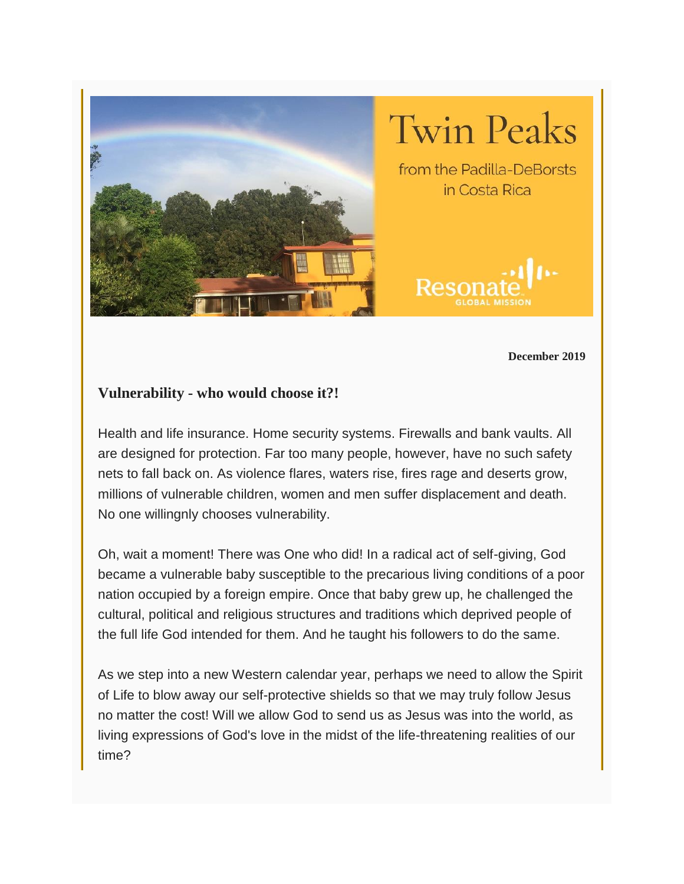# Twin Peaks

from the Padilla-DeBorsts in Costa Rica

Resonate GLOBAL MISSION

**December 2019**

## Vulnerability - who would choose it?!

Health and life insurance. Home security systems. Firewalls and bank vaults. All are designed for protection. Far too many people, however, have no such safety nets to fall back on. As violence flares, waters rise, fires rage and deserts grow, millions of vulnerable children, women and men suffer displacement and death. No one willingnly chooses vulnerability.

Oh, wait a moment! There was One who did! In a radical act of self-giving, God became a vulnerable baby susceptible to the precarious living conditions of a poor nation occupied by a foreign empire. Once that baby grew up, he challenged the cultural, political and religious structures and traditions which deprived people of the full life God intended for them. And he taught his followers to do the same.

As we step into a new Western calendar year, perhaps we need to allow the Spirit of Life to blow away our self-protective shields so that we may truly follow Jesus no matter the cost! Will we allow God to send us as Jesus was into the world, as living expressions of God's love in the midst of the life-threatening realities of our time?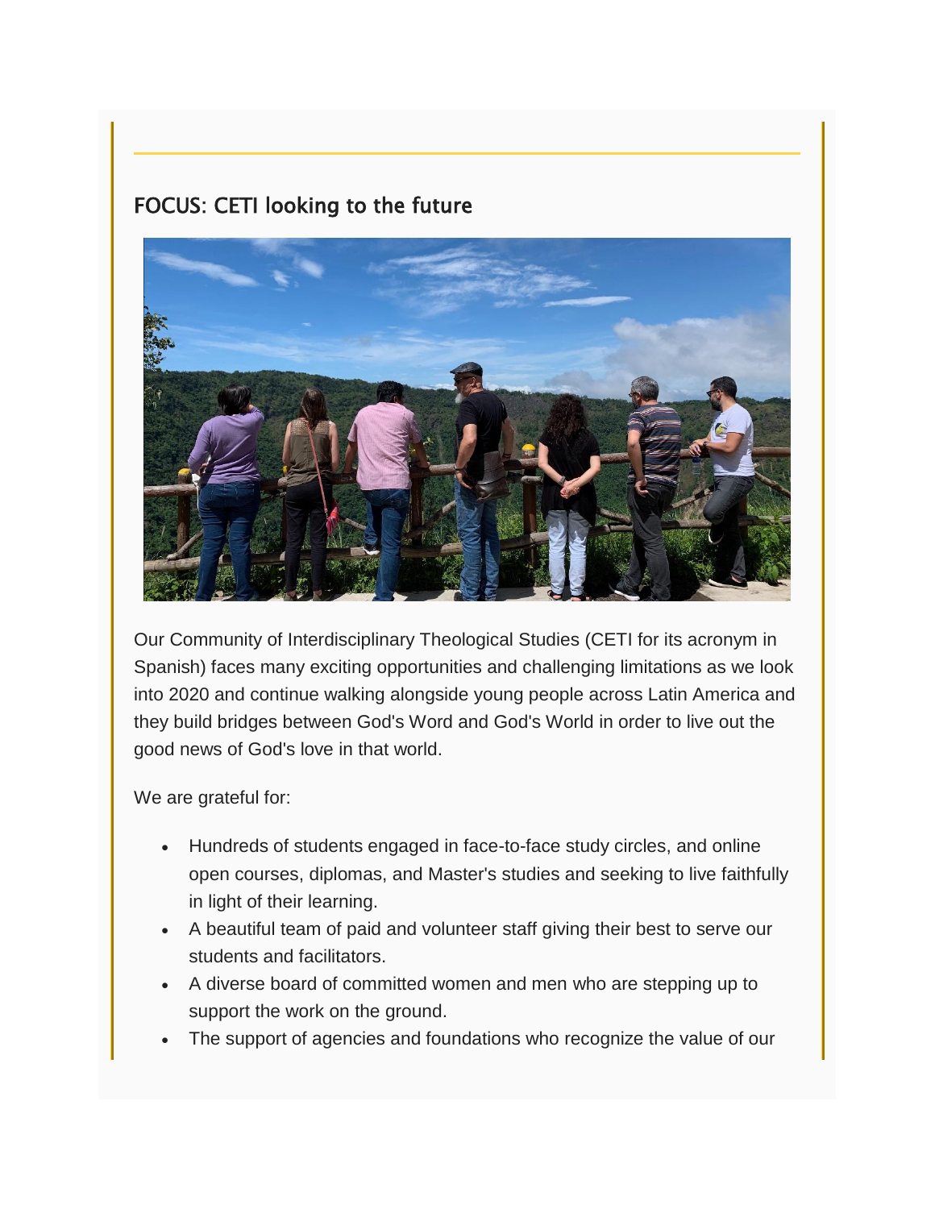## FOCUS: CETI looking to the future

Our Community of Interdisciplinary Theological Studies (CETI for its acronym in Spanish) faces many exciting opportunities and challenging limitations as we look into 2020 and continue walking alongside young people across Latin America and they build bridges between God's Word and God's World in order to live out the good news of God's love in that world.

We are grateful for:

- Hundreds of students engaged in face-to-face study circles, and online open courses, diplomas, and Master's studies and seeking to live faithfully in light of their learning.
- A beautiful team of paid and volunteer staff giving their best to serve our students and facilitators.
- A diverse board of committed women and men who are stepping up to support the work on the ground.
- The support of agencies and foundations who recognize the value of our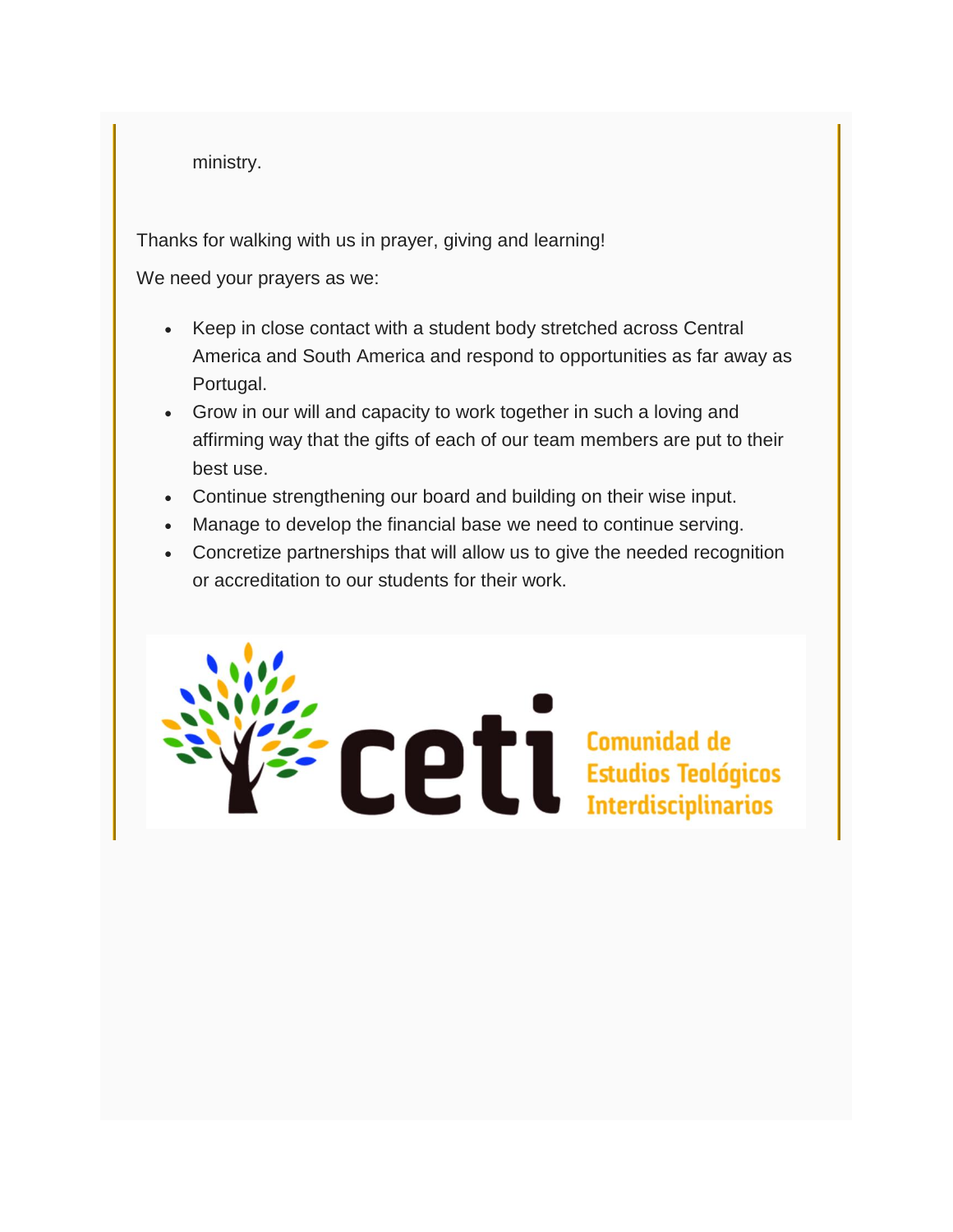ministry.

Thanks for walking with us in prayer, giving and learning!

We need your prayers as we:

- Keep in close contact with a student body stretched across Central America and South America and respond to opportunities as far away as Portugal.
- Grow in our will and capacity to work together in such a loving and affirming way that the gifts of each of our team members are put to their best use.
- Continue strengthening our board and building on their wise input.
- Manage to develop the financial base we need to continue serving.
- Concretize partnerships that will allow us to give the needed recognition or accreditation to our students for their work.

ceti Comunidad de Estudios Teológicos Interdisciplinarios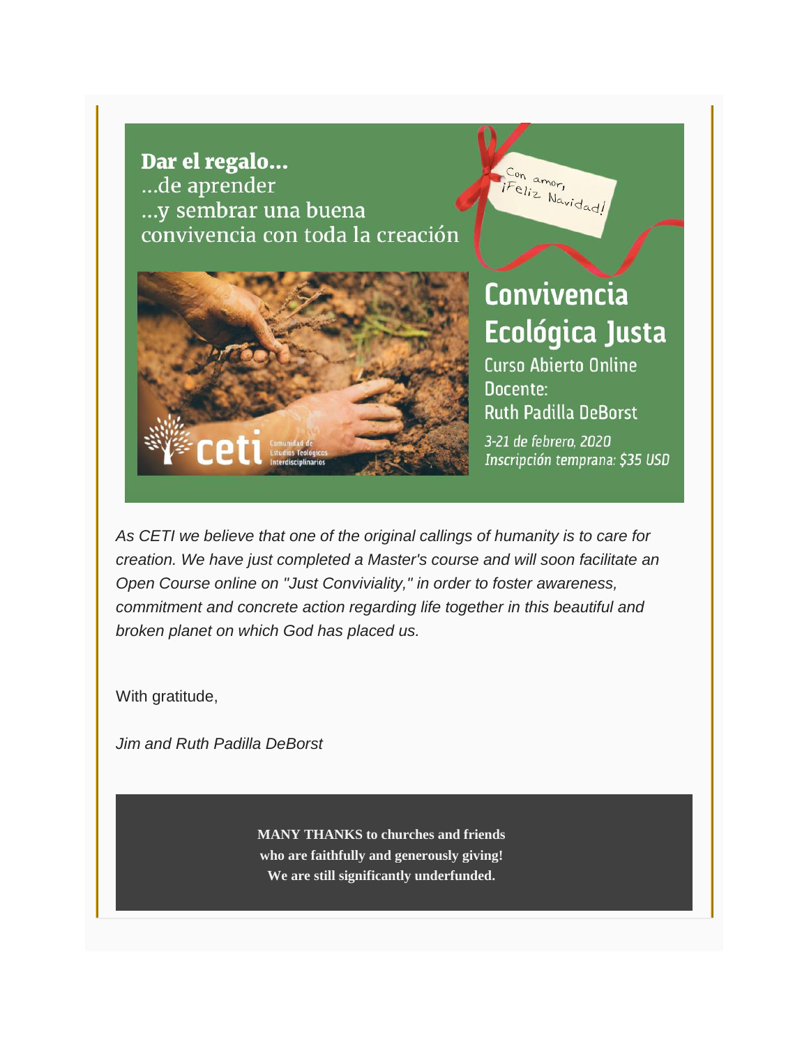**Dar el regalo...**
...de aprender
...y sembrar una buena convivencia con toda la creación

Con amor,
¡Feliz Navidad!

## Convivencia Ecológica Justa

Curso Abierto Online
Docente:
Ruth Padilla DeBorst

*3-21 de febrero, 2020*
*Inscripción temprana: $35 USD*

ceti Comunidad de Estudios Teológicos Interdisciplinarios

*As CETI we believe that one of the original callings of humanity is to care for creation. We have just completed a Master's course and will soon facilitate an Open Course online on "Just Conviviality," in order to foster awareness, commitment and concrete action regarding life together in this beautiful and broken planet on which God has placed us.*

With gratitude,

*Jim and Ruth Padilla DeBorst*

**MANY THANKS to churches and friends who are faithfully and generously giving! We are still significantly underfunded.**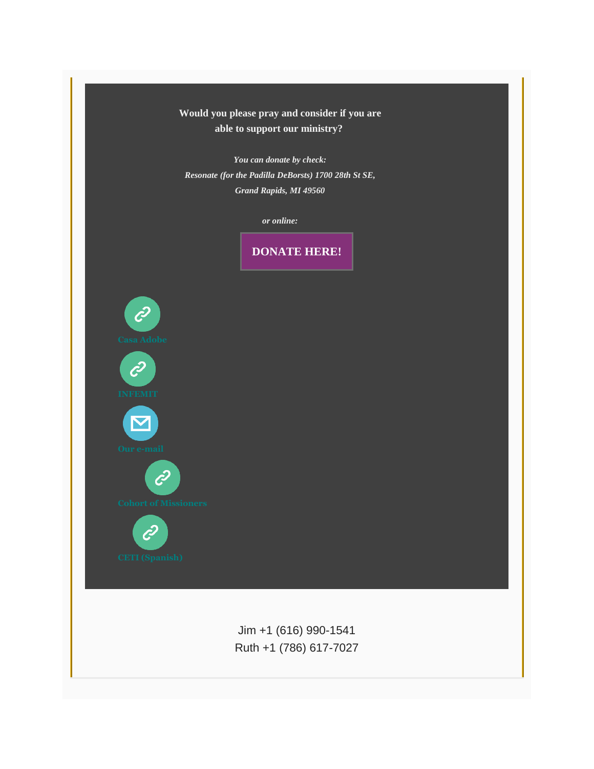**Would you please pray and consider if you are able to support our ministry?**

***You can donate by check:***
***Resonate (for the Padilla DeBorsts) 1700 28th St SE, Grand Rapids, MI 49560***

***or online:***

**DONATE HERE!**

Casa Adobe

INFEMIT

Our e-mail

Cohort of Missioners

CETI (Spanish)

Jim +1 (616) 990-1541
Ruth +1 (786) 617-7027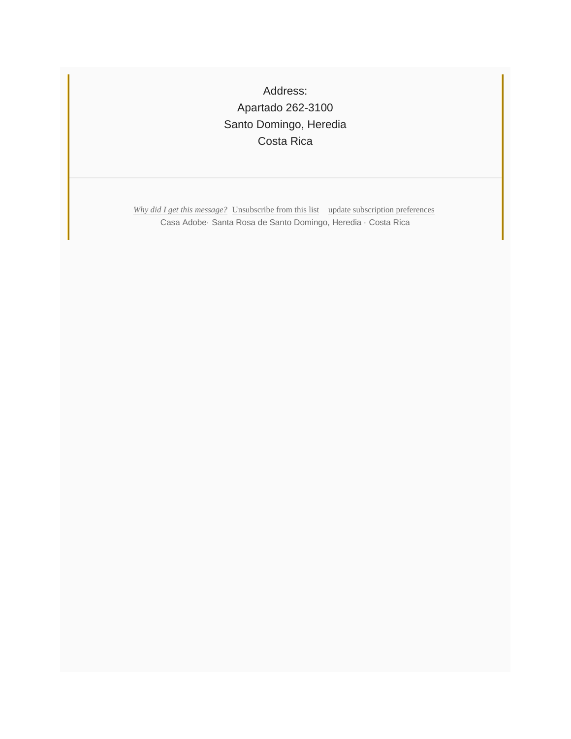Address:
Apartado 262-3100
Santo Domingo, Heredia
Costa Rica

---

*Why did I get this message?* Unsubscribe from this list update subscription preferences
Casa Adobe· Santa Rosa de Santo Domingo, Heredia · Costa Rica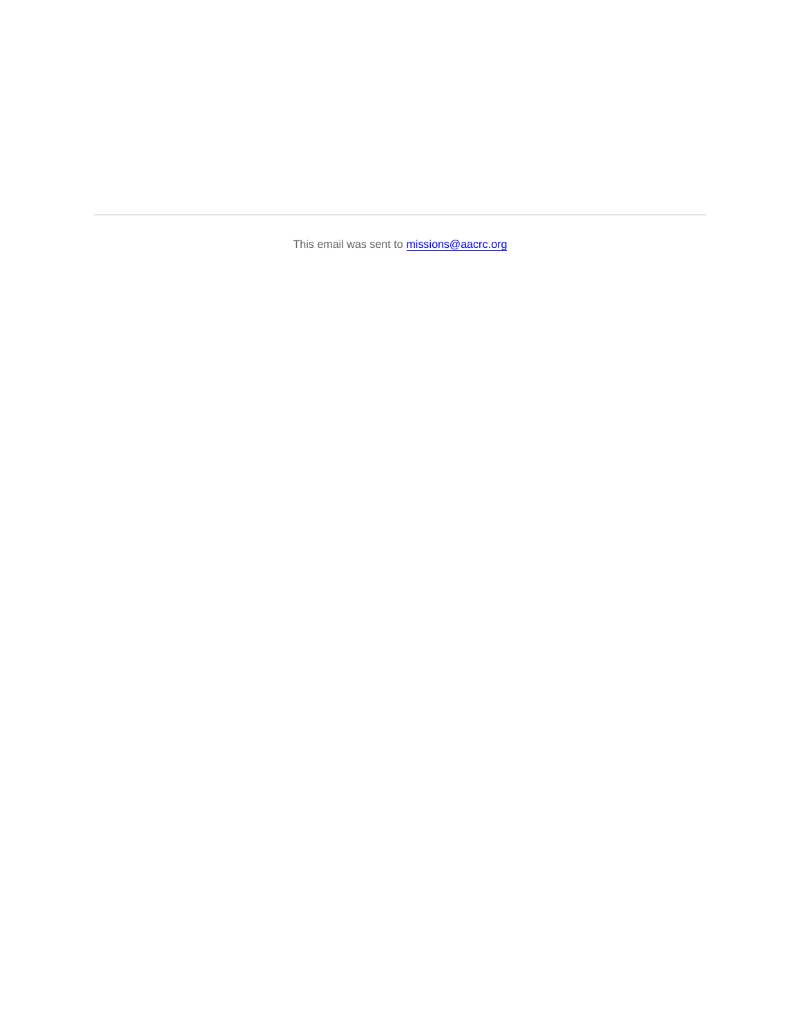---

This email was sent to [missions@aacrc.org](mailto:missions@aacrc.org)